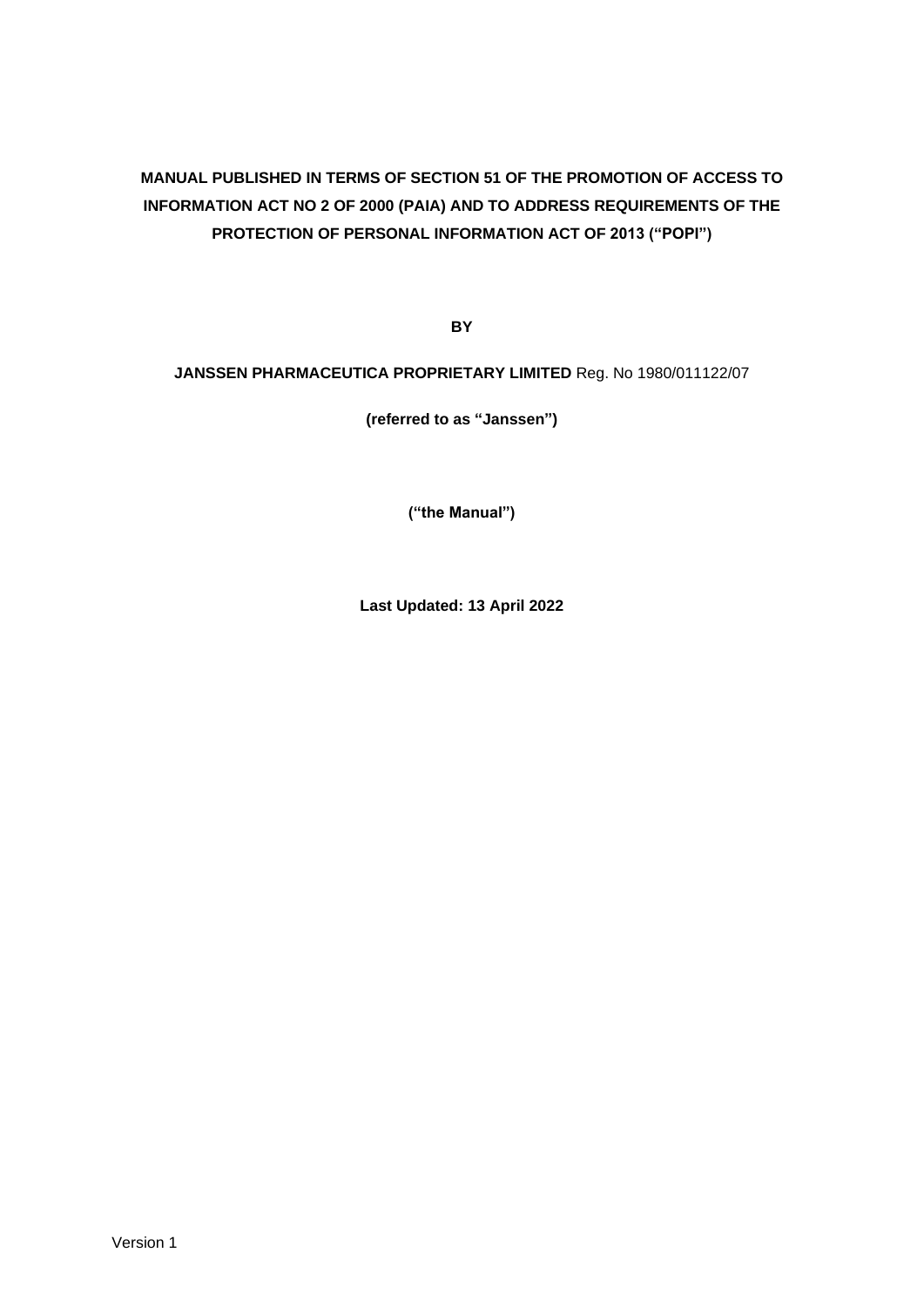**MANUAL PUBLISHED IN TERMS OF SECTION 51 OF THE PROMOTION OF ACCESS TO INFORMATION ACT NO 2 OF 2000 (PAIA) AND TO ADDRESS REQUIREMENTS OF THE PROTECTION OF PERSONAL INFORMATION ACT OF 2013 ("POPI")**

**BY**

**JANSSEN PHARMACEUTICA PROPRIETARY LIMITED** Reg. No 1980/011122/07

**(referred to as "Janssen")**

**("the Manual")**

**Last Updated: 13 April 2022**

Version 1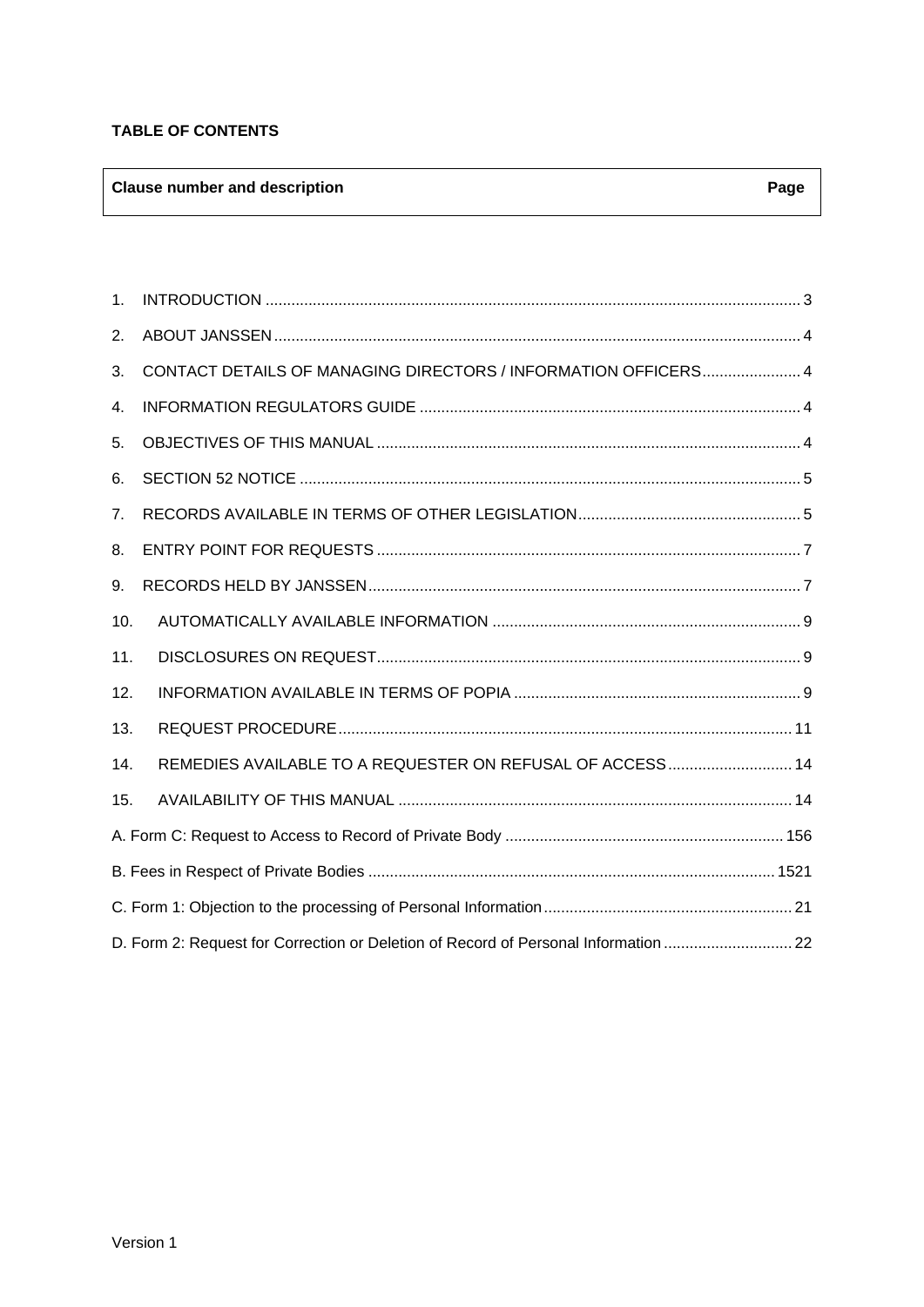**TABLE OF CONTENTS**

| Clause number and description | Page |
|---|---|
| 1. INTRODUCTION | 3 |
| 2. ABOUT JANSSEN | 4 |
| 3. CONTACT DETAILS OF MANAGING DIRECTORS / INFORMATION OFFICERS | 4 |
| 4. INFORMATION REGULATORS GUIDE | 4 |
| 5. OBJECTIVES OF THIS MANUAL | 4 |
| 6. SECTION 52 NOTICE | 5 |
| 7. RECORDS AVAILABLE IN TERMS OF OTHER LEGISLATION | 5 |
| 8. ENTRY POINT FOR REQUESTS | 7 |
| 9. RECORDS HELD BY JANSSEN | 7 |
| 10. AUTOMATICALLY AVAILABLE INFORMATION | 9 |
| 11. DISCLOSURES ON REQUEST | 9 |
| 12. INFORMATION AVAILABLE IN TERMS OF POPIA | 9 |
| 13. REQUEST PROCEDURE | 11 |
| 14. REMEDIES AVAILABLE TO A REQUESTER ON REFUSAL OF ACCESS | 14 |
| 15. AVAILABILITY OF THIS MANUAL | 14 |
| A. Form C: Request to Access to Record of Private Body | 156 |
| B. Fees in Respect of Private Bodies | 1521 |
| C. Form 1: Objection to the processing of Personal Information | 21 |
| D. Form 2: Request for Correction or Deletion of Record of Personal Information | 22 |

Version 1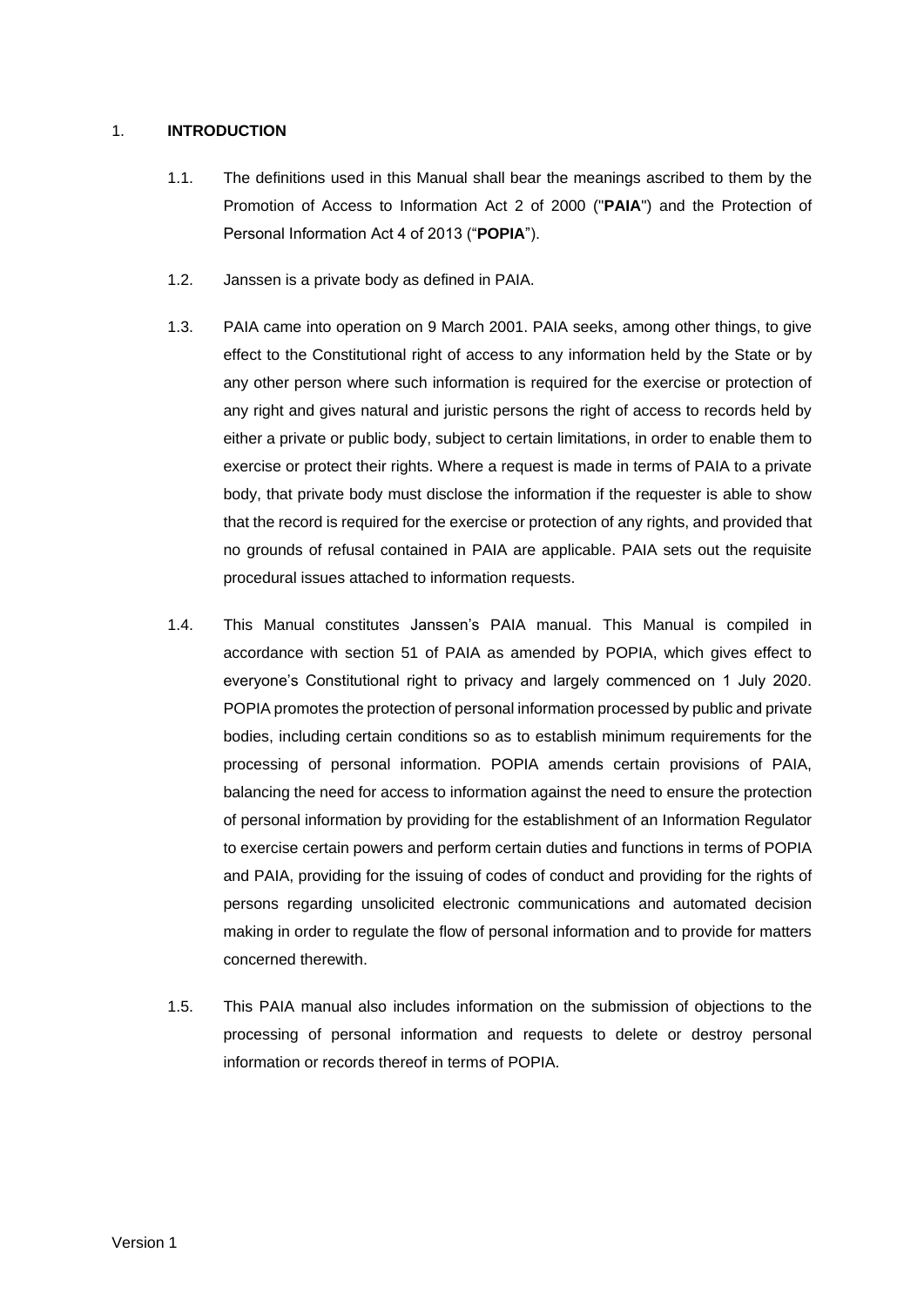1. **INTRODUCTION**

1.1. The definitions used in this Manual shall bear the meanings ascribed to them by the Promotion of Access to Information Act 2 of 2000 ("**PAIA**") and the Protection of Personal Information Act 4 of 2013 ("**POPIA**").

1.2. Janssen is a private body as defined in PAIA.

1.3. PAIA came into operation on 9 March 2001. PAIA seeks, among other things, to give effect to the Constitutional right of access to any information held by the State or by any other person where such information is required for the exercise or protection of any right and gives natural and juristic persons the right of access to records held by either a private or public body, subject to certain limitations, in order to enable them to exercise or protect their rights. Where a request is made in terms of PAIA to a private body, that private body must disclose the information if the requester is able to show that the record is required for the exercise or protection of any rights, and provided that no grounds of refusal contained in PAIA are applicable. PAIA sets out the requisite procedural issues attached to information requests.

1.4. This Manual constitutes Janssen's PAIA manual. This Manual is compiled in accordance with section 51 of PAIA as amended by POPIA, which gives effect to everyone's Constitutional right to privacy and largely commenced on 1 July 2020. POPIA promotes the protection of personal information processed by public and private bodies, including certain conditions so as to establish minimum requirements for the processing of personal information. POPIA amends certain provisions of PAIA, balancing the need for access to information against the need to ensure the protection of personal information by providing for the establishment of an Information Regulator to exercise certain powers and perform certain duties and functions in terms of POPIA and PAIA, providing for the issuing of codes of conduct and providing for the rights of persons regarding unsolicited electronic communications and automated decision making in order to regulate the flow of personal information and to provide for matters concerned therewith.

1.5. This PAIA manual also includes information on the submission of objections to the processing of personal information and requests to delete or destroy personal information or records thereof in terms of POPIA.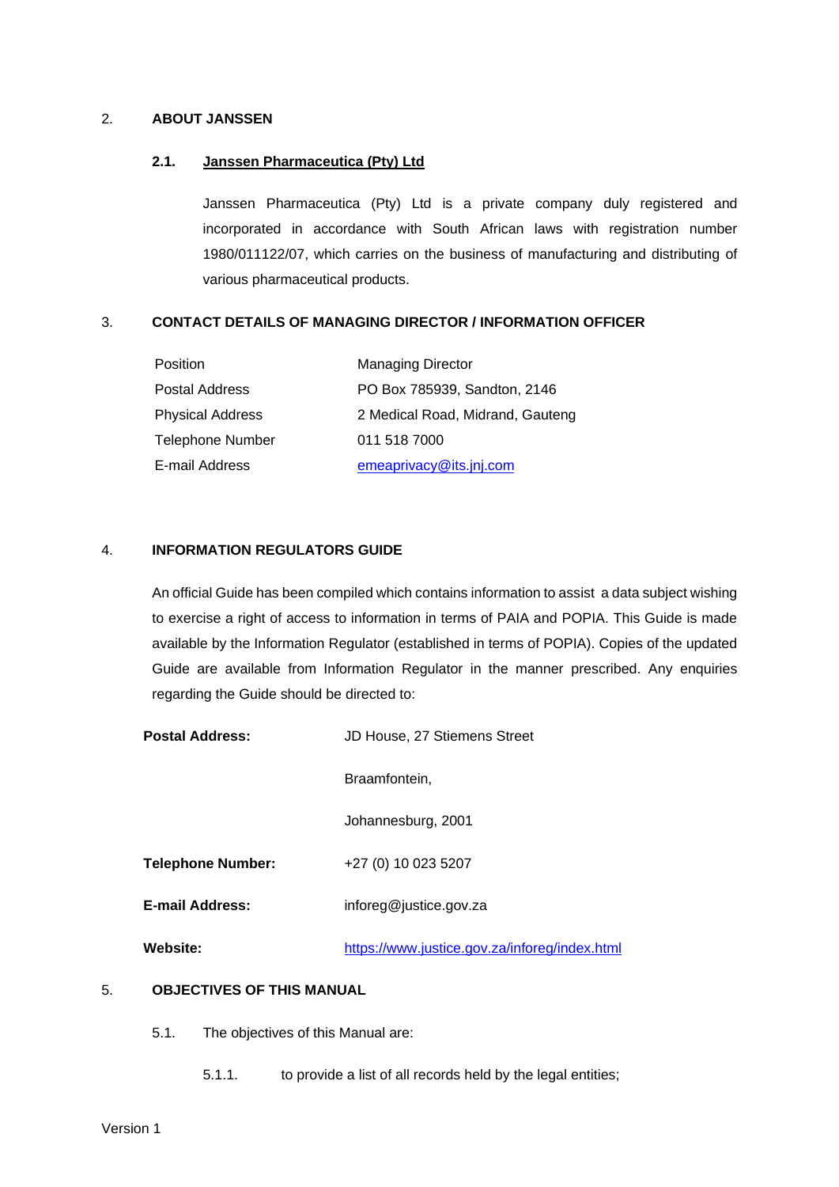## 2. ABOUT JANSSEN

### 2.1. Janssen Pharmaceutica (Pty) Ltd

Janssen Pharmaceutica (Pty) Ltd is a private company duly registered and incorporated in accordance with South African laws with registration number 1980/011122/07, which carries on the business of manufacturing and distributing of various pharmaceutical products.

## 3. CONTACT DETAILS OF MANAGING DIRECTOR / INFORMATION OFFICER

| | |
|---|---|
| Position | Managing Director |
| Postal Address | PO Box 785939, Sandton, 2146 |
| Physical Address | 2 Medical Road, Midrand, Gauteng |
| Telephone Number | 011 518 7000 |
| E-mail Address | emeaprivacy@its.jnj.com |

## 4. INFORMATION REGULATORS GUIDE

An official Guide has been compiled which contains information to assist a data subject wishing to exercise a right of access to information in terms of PAIA and POPIA. This Guide is made available by the Information Regulator (established in terms of POPIA). Copies of the updated Guide are available from Information Regulator in the manner prescribed. Any enquiries regarding the Guide should be directed to:

| | |
|---|---|
| **Postal Address:** | JD House, 27 Stiemens Street<br>Braamfontein,<br>Johannesburg, 2001 |
| **Telephone Number:** | +27 (0) 10 023 5207 |
| **E-mail Address:** | inforeg@justice.gov.za |
| **Website:** | https://www.justice.gov.za/inforeg/index.html |

## 5. OBJECTIVES OF THIS MANUAL

5.1. The objectives of this Manual are:

5.1.1. to provide a list of all records held by the legal entities;

Version 1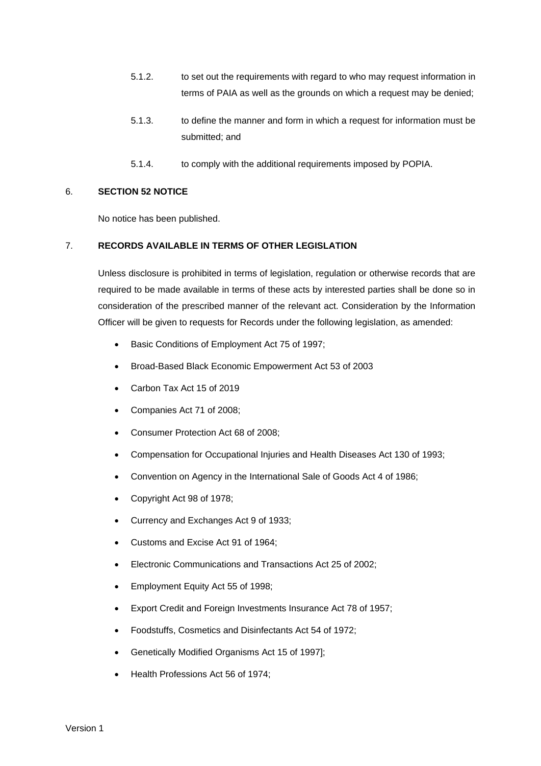5.1.2. to set out the requirements with regard to who may request information in terms of PAIA as well as the grounds on which a request may be denied;

5.1.3. to define the manner and form in which a request for information must be submitted; and

5.1.4. to comply with the additional requirements imposed by POPIA.

## 6. SECTION 52 NOTICE

No notice has been published.

## 7. RECORDS AVAILABLE IN TERMS OF OTHER LEGISLATION

Unless disclosure is prohibited in terms of legislation, regulation or otherwise records that are required to be made available in terms of these acts by interested parties shall be done so in consideration of the prescribed manner of the relevant act. Consideration by the Information Officer will be given to requests for Records under the following legislation, as amended:

- Basic Conditions of Employment Act 75 of 1997;
- Broad-Based Black Economic Empowerment Act 53 of 2003
- Carbon Tax Act 15 of 2019
- Companies Act 71 of 2008;
- Consumer Protection Act 68 of 2008;
- Compensation for Occupational Injuries and Health Diseases Act 130 of 1993;
- Convention on Agency in the International Sale of Goods Act 4 of 1986;
- Copyright Act 98 of 1978;
- Currency and Exchanges Act 9 of 1933;
- Customs and Excise Act 91 of 1964;
- Electronic Communications and Transactions Act 25 of 2002;
- Employment Equity Act 55 of 1998;
- Export Credit and Foreign Investments Insurance Act 78 of 1957;
- Foodstuffs, Cosmetics and Disinfectants Act 54 of 1972;
- Genetically Modified Organisms Act 15 of 1997];
- Health Professions Act 56 of 1974;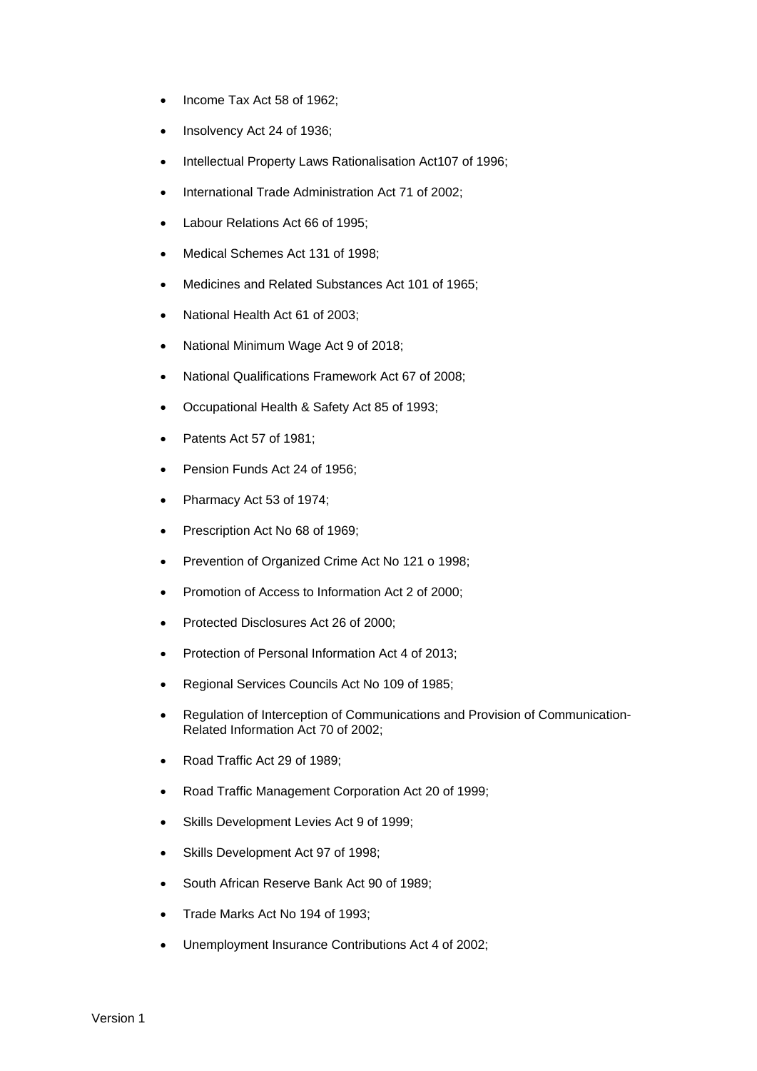- Income Tax Act 58 of 1962;
- Insolvency Act 24 of 1936;
- Intellectual Property Laws Rationalisation Act107 of 1996;
- International Trade Administration Act 71 of 2002;
- Labour Relations Act 66 of 1995;
- Medical Schemes Act 131 of 1998;
- Medicines and Related Substances Act 101 of 1965;
- National Health Act 61 of 2003;
- National Minimum Wage Act 9 of 2018;
- National Qualifications Framework Act 67 of 2008;
- Occupational Health & Safety Act 85 of 1993;
- Patents Act 57 of 1981;
- Pension Funds Act 24 of 1956;
- Pharmacy Act 53 of 1974;
- Prescription Act No 68 of 1969;
- Prevention of Organized Crime Act No 121 o 1998;
- Promotion of Access to Information Act 2 of 2000;
- Protected Disclosures Act 26 of 2000;
- Protection of Personal Information Act 4 of 2013;
- Regional Services Councils Act No 109 of 1985;
- Regulation of Interception of Communications and Provision of Communication-Related Information Act 70 of 2002;
- Road Traffic Act 29 of 1989;
- Road Traffic Management Corporation Act 20 of 1999;
- Skills Development Levies Act 9 of 1999;
- Skills Development Act 97 of 1998;
- South African Reserve Bank Act 90 of 1989;
- Trade Marks Act No 194 of 1993;
- Unemployment Insurance Contributions Act 4 of 2002;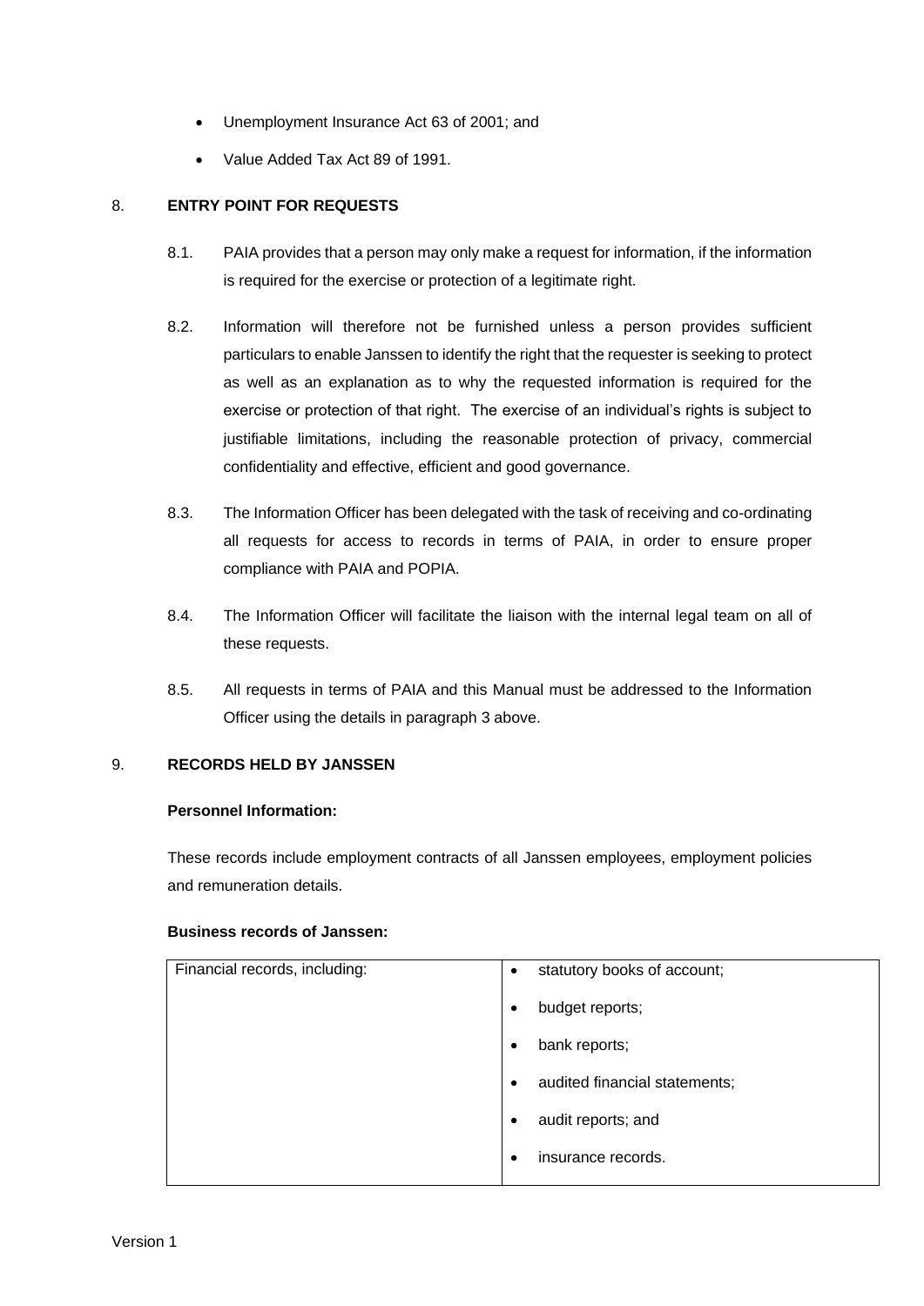- Unemployment Insurance Act 63 of 2001; and
- Value Added Tax Act 89 of 1991.

## 8. ENTRY POINT FOR REQUESTS

8.1. PAIA provides that a person may only make a request for information, if the information is required for the exercise or protection of a legitimate right.

8.2. Information will therefore not be furnished unless a person provides sufficient particulars to enable Janssen to identify the right that the requester is seeking to protect as well as an explanation as to why the requested information is required for the exercise or protection of that right. The exercise of an individual's rights is subject to justifiable limitations, including the reasonable protection of privacy, commercial confidentiality and effective, efficient and good governance.

8.3. The Information Officer has been delegated with the task of receiving and co-ordinating all requests for access to records in terms of PAIA, in order to ensure proper compliance with PAIA and POPIA.

8.4. The Information Officer will facilitate the liaison with the internal legal team on all of these requests.

8.5. All requests in terms of PAIA and this Manual must be addressed to the Information Officer using the details in paragraph 3 above.

## 9. RECORDS HELD BY JANSSEN

**Personnel Information:**

These records include employment contracts of all Janssen employees, employment policies and remuneration details.

**Business records of Janssen:**

| | |
|---|---|
| Financial records, including: | • statutory books of account;<br>• budget reports;<br>• bank reports;<br>• audited financial statements;<br>• audit reports; and<br>• insurance records. |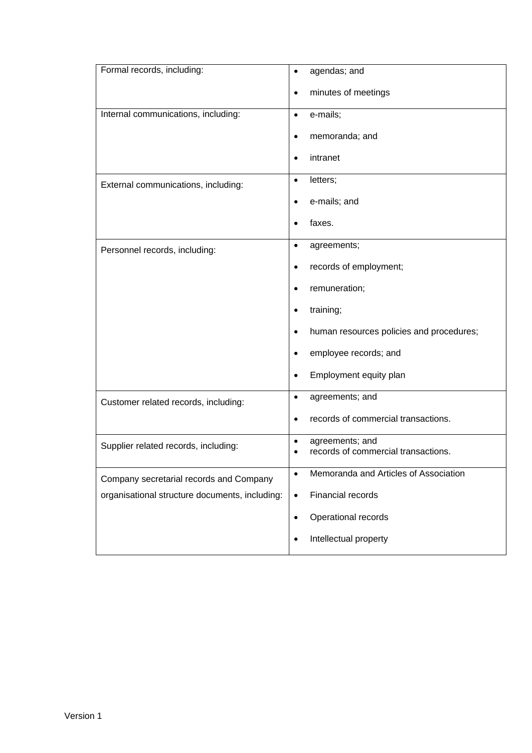| | |
|---|---|
| Formal records, including: | • agendas; and<br>• minutes of meetings |
| Internal communications, including: | • e-mails;<br>• memoranda; and<br>• intranet |
| External communications, including: | • letters;<br>• e-mails; and<br>• faxes. |
| Personnel records, including: | • agreements;<br>• records of employment;<br>• remuneration;<br>• training;<br>• human resources policies and procedures;<br>• employee records; and<br>• Employment equity plan |
| Customer related records, including: | • agreements; and<br>• records of commercial transactions. |
| Supplier related records, including: | • agreements; and<br>• records of commercial transactions. |
| Company secretarial records and Company organisational structure documents, including: | • Memoranda and Articles of Association<br>• Financial records<br>• Operational records<br>• Intellectual property |

Version 1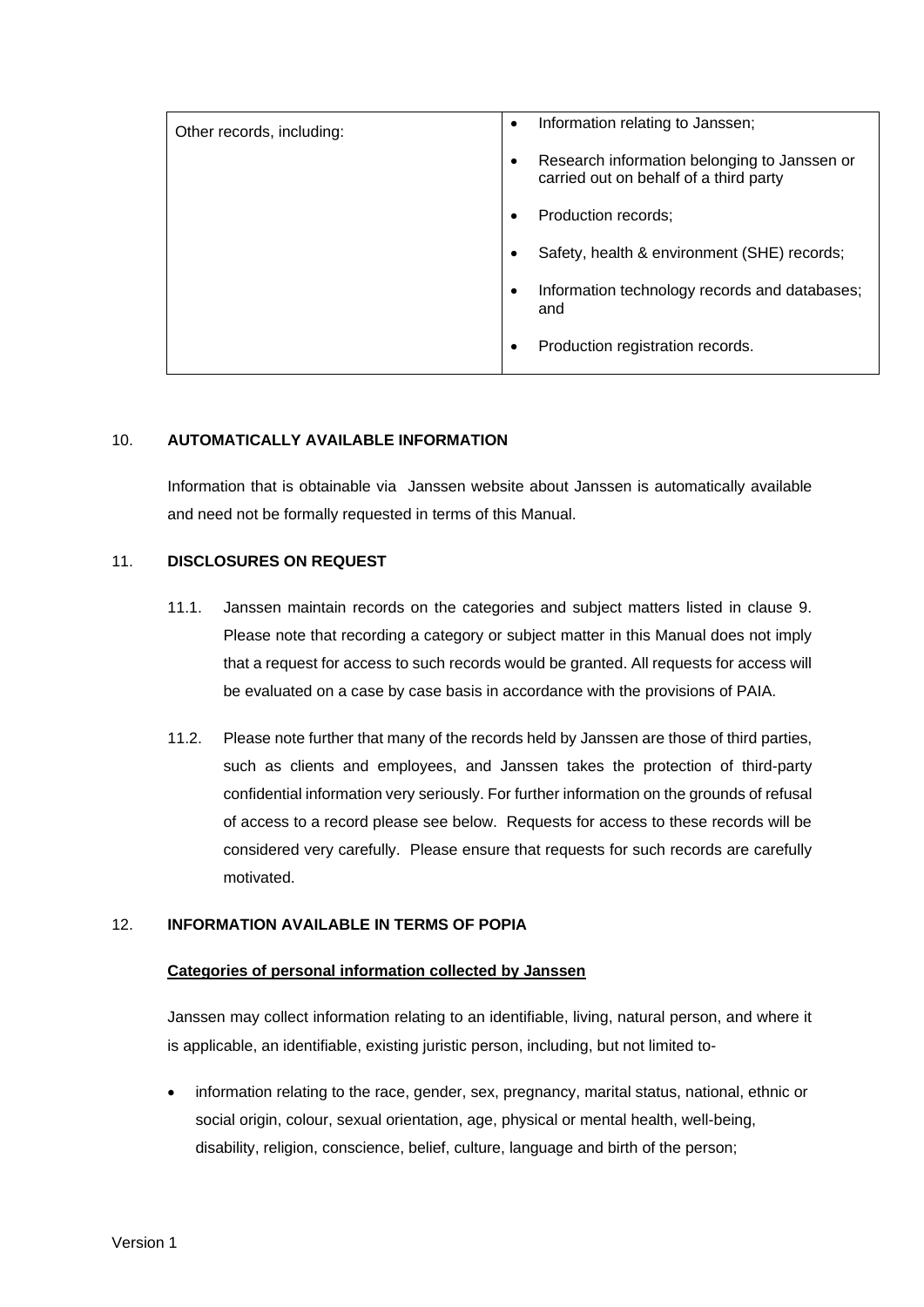| Other records, including: | • Information relating to Janssen;<br>• Research information belonging to Janssen or carried out on behalf of a third party<br>• Production records;<br>• Safety, health & environment (SHE) records;<br>• Information technology records and databases; and<br>• Production registration records. |
|---|---|

10. **AUTOMATICALLY AVAILABLE INFORMATION**

Information that is obtainable via Janssen website about Janssen is automatically available and need not be formally requested in terms of this Manual.

11. **DISCLOSURES ON REQUEST**

11.1. Janssen maintain records on the categories and subject matters listed in clause 9. Please note that recording a category or subject matter in this Manual does not imply that a request for access to such records would be granted. All requests for access will be evaluated on a case by case basis in accordance with the provisions of PAIA.

11.2. Please note further that many of the records held by Janssen are those of third parties, such as clients and employees, and Janssen takes the protection of third-party confidential information very seriously. For further information on the grounds of refusal of access to a record please see below. Requests for access to these records will be considered very carefully. Please ensure that requests for such records are carefully motivated.

12. **INFORMATION AVAILABLE IN TERMS OF POPIA**

**Categories of personal information collected by Janssen**

Janssen may collect information relating to an identifiable, living, natural person, and where it is applicable, an identifiable, existing juristic person, including, but not limited to-

- information relating to the race, gender, sex, pregnancy, marital status, national, ethnic or social origin, colour, sexual orientation, age, physical or mental health, well-being, disability, religion, conscience, belief, culture, language and birth of the person;

Version 1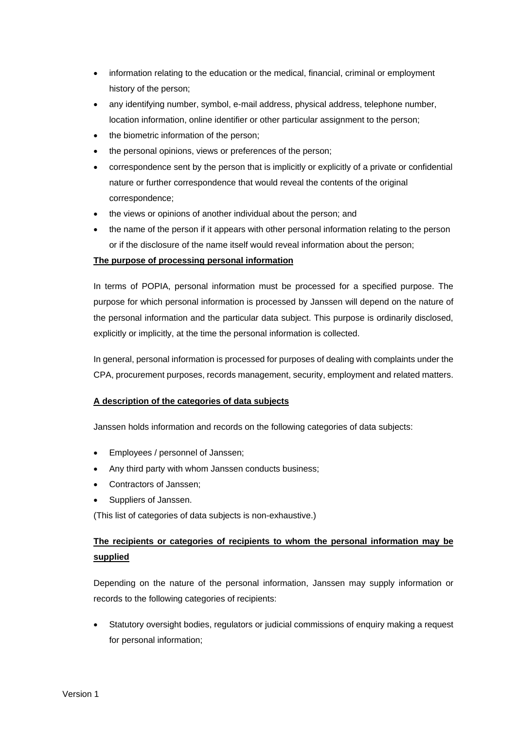- information relating to the education or the medical, financial, criminal or employment history of the person;
- any identifying number, symbol, e-mail address, physical address, telephone number, location information, online identifier or other particular assignment to the person;
- the biometric information of the person;
- the personal opinions, views or preferences of the person;
- correspondence sent by the person that is implicitly or explicitly of a private or confidential nature or further correspondence that would reveal the contents of the original correspondence;
- the views or opinions of another individual about the person; and
- the name of the person if it appears with other personal information relating to the person or if the disclosure of the name itself would reveal information about the person;

**The purpose of processing personal information**

In terms of POPIA, personal information must be processed for a specified purpose. The purpose for which personal information is processed by Janssen will depend on the nature of the personal information and the particular data subject. This purpose is ordinarily disclosed, explicitly or implicitly, at the time the personal information is collected.

In general, personal information is processed for purposes of dealing with complaints under the CPA, procurement purposes, records management, security, employment and related matters.

**A description of the categories of data subjects**

Janssen holds information and records on the following categories of data subjects:

- Employees / personnel of Janssen;
- Any third party with whom Janssen conducts business;
- Contractors of Janssen;
- Suppliers of Janssen.

(This list of categories of data subjects is non-exhaustive.)

**The recipients or categories of recipients to whom the personal information may be supplied**

Depending on the nature of the personal information, Janssen may supply information or records to the following categories of recipients:

- Statutory oversight bodies, regulators or judicial commissions of enquiry making a request for personal information;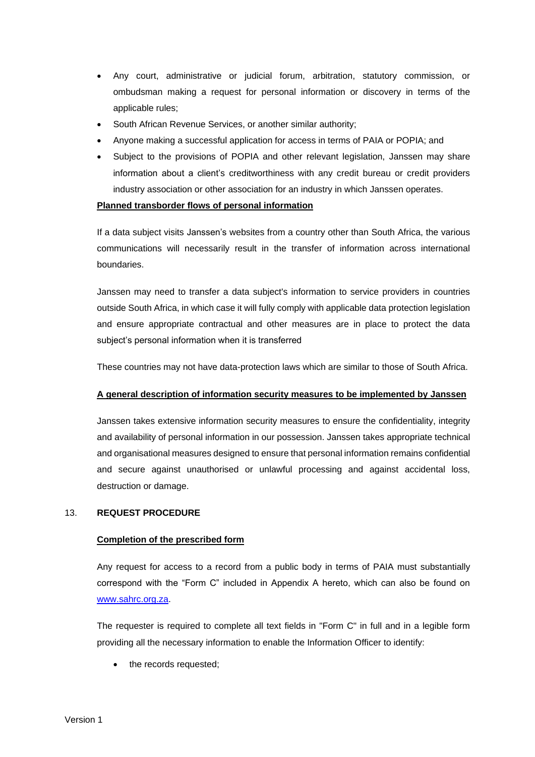- Any court, administrative or judicial forum, arbitration, statutory commission, or ombudsman making a request for personal information or discovery in terms of the applicable rules;
- South African Revenue Services, or another similar authority;
- Anyone making a successful application for access in terms of PAIA or POPIA; and
- Subject to the provisions of POPIA and other relevant legislation, Janssen may share information about a client's creditworthiness with any credit bureau or credit providers industry association or other association for an industry in which Janssen operates.

**Planned transborder flows of personal information**

If a data subject visits Janssen's websites from a country other than South Africa, the various communications will necessarily result in the transfer of information across international boundaries.

Janssen may need to transfer a data subject's information to service providers in countries outside South Africa, in which case it will fully comply with applicable data protection legislation and ensure appropriate contractual and other measures are in place to protect the data subject's personal information when it is transferred

These countries may not have data-protection laws which are similar to those of South Africa.

**A general description of information security measures to be implemented by Janssen**

Janssen takes extensive information security measures to ensure the confidentiality, integrity and availability of personal information in our possession. Janssen takes appropriate technical and organisational measures designed to ensure that personal information remains confidential and secure against unauthorised or unlawful processing and against accidental loss, destruction or damage.

## 13. REQUEST PROCEDURE

**Completion of the prescribed form**

Any request for access to a record from a public body in terms of PAIA must substantially correspond with the "Form C" included in Appendix A hereto, which can also be found on [www.sahrc.org.za](http://www.sahrc.org.za).

The requester is required to complete all text fields in "Form C" in full and in a legible form providing all the necessary information to enable the Information Officer to identify:

- the records requested;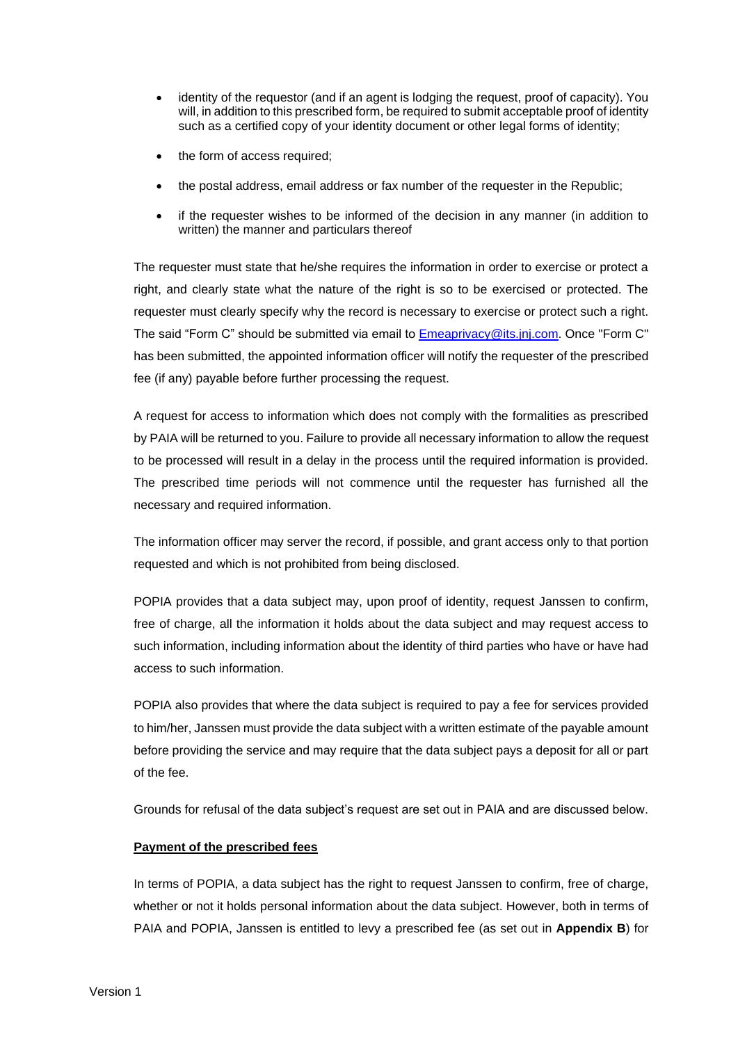- identity of the requestor (and if an agent is lodging the request, proof of capacity). You will, in addition to this prescribed form, be required to submit acceptable proof of identity such as a certified copy of your identity document or other legal forms of identity;
- the form of access required;
- the postal address, email address or fax number of the requester in the Republic;
- if the requester wishes to be informed of the decision in any manner (in addition to written) the manner and particulars thereof

The requester must state that he/she requires the information in order to exercise or protect a right, and clearly state what the nature of the right is so to be exercised or protected. The requester must clearly specify why the record is necessary to exercise or protect such a right. The said "Form C" should be submitted via email to Emeaprivacy@its.jnj.com. Once "Form C" has been submitted, the appointed information officer will notify the requester of the prescribed fee (if any) payable before further processing the request.

A request for access to information which does not comply with the formalities as prescribed by PAIA will be returned to you. Failure to provide all necessary information to allow the request to be processed will result in a delay in the process until the required information is provided. The prescribed time periods will not commence until the requester has furnished all the necessary and required information.

The information officer may server the record, if possible, and grant access only to that portion requested and which is not prohibited from being disclosed.

POPIA provides that a data subject may, upon proof of identity, request Janssen to confirm, free of charge, all the information it holds about the data subject and may request access to such information, including information about the identity of third parties who have or have had access to such information.

POPIA also provides that where the data subject is required to pay a fee for services provided to him/her, Janssen must provide the data subject with a written estimate of the payable amount before providing the service and may require that the data subject pays a deposit for all or part of the fee.

Grounds for refusal of the data subject's request are set out in PAIA and are discussed below.

**Payment of the prescribed fees**

In terms of POPIA, a data subject has the right to request Janssen to confirm, free of charge, whether or not it holds personal information about the data subject. However, both in terms of PAIA and POPIA, Janssen is entitled to levy a prescribed fee (as set out in **Appendix B**) for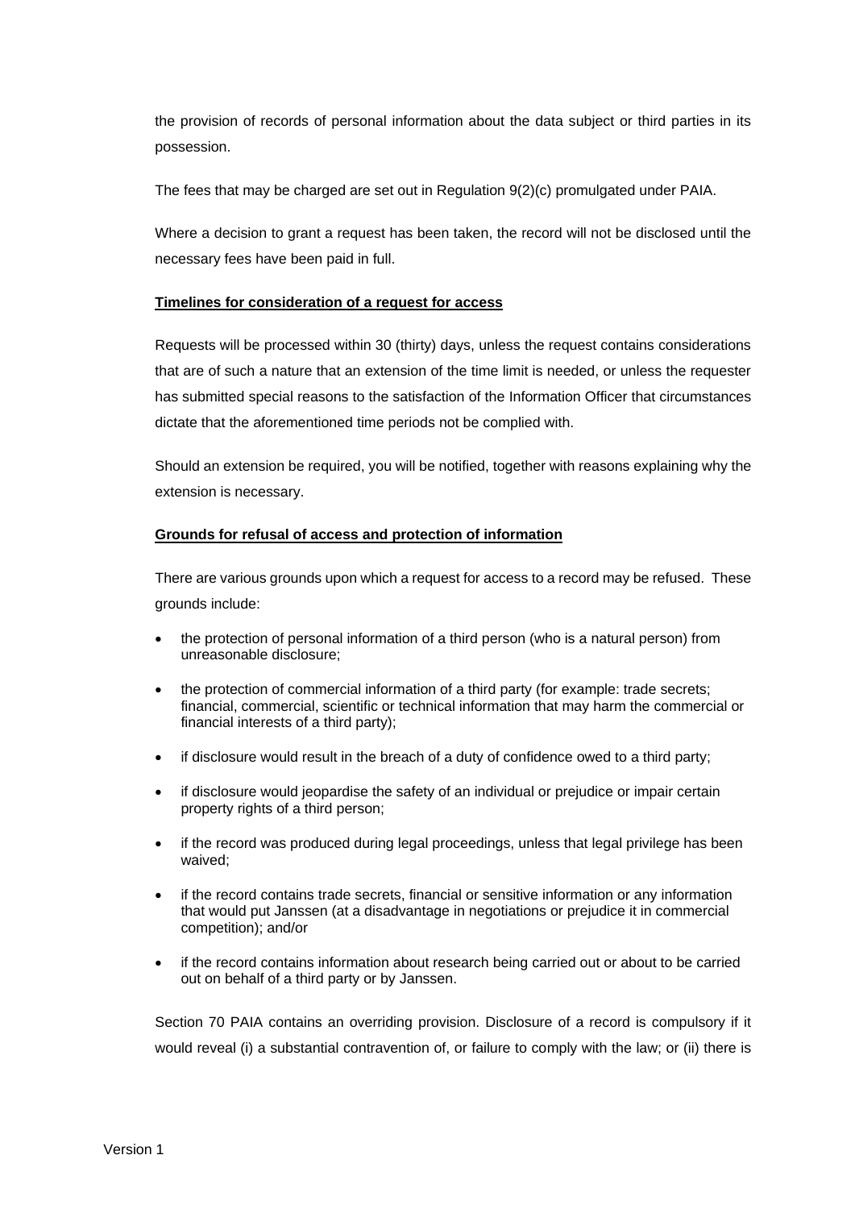the provision of records of personal information about the data subject or third parties in its possession.

The fees that may be charged are set out in Regulation 9(2)(c) promulgated under PAIA.

Where a decision to grant a request has been taken, the record will not be disclosed until the necessary fees have been paid in full.

**Timelines for consideration of a request for access**

Requests will be processed within 30 (thirty) days, unless the request contains considerations that are of such a nature that an extension of the time limit is needed, or unless the requester has submitted special reasons to the satisfaction of the Information Officer that circumstances dictate that the aforementioned time periods not be complied with.

Should an extension be required, you will be notified, together with reasons explaining why the extension is necessary.

**Grounds for refusal of access and protection of information**

There are various grounds upon which a request for access to a record may be refused. These grounds include:

- the protection of personal information of a third person (who is a natural person) from unreasonable disclosure;
- the protection of commercial information of a third party (for example: trade secrets; financial, commercial, scientific or technical information that may harm the commercial or financial interests of a third party);
- if disclosure would result in the breach of a duty of confidence owed to a third party;
- if disclosure would jeopardise the safety of an individual or prejudice or impair certain property rights of a third person;
- if the record was produced during legal proceedings, unless that legal privilege has been waived;
- if the record contains trade secrets, financial or sensitive information or any information that would put Janssen (at a disadvantage in negotiations or prejudice it in commercial competition); and/or
- if the record contains information about research being carried out or about to be carried out on behalf of a third party or by Janssen.

Section 70 PAIA contains an overriding provision. Disclosure of a record is compulsory if it would reveal (i) a substantial contravention of, or failure to comply with the law; or (ii) there is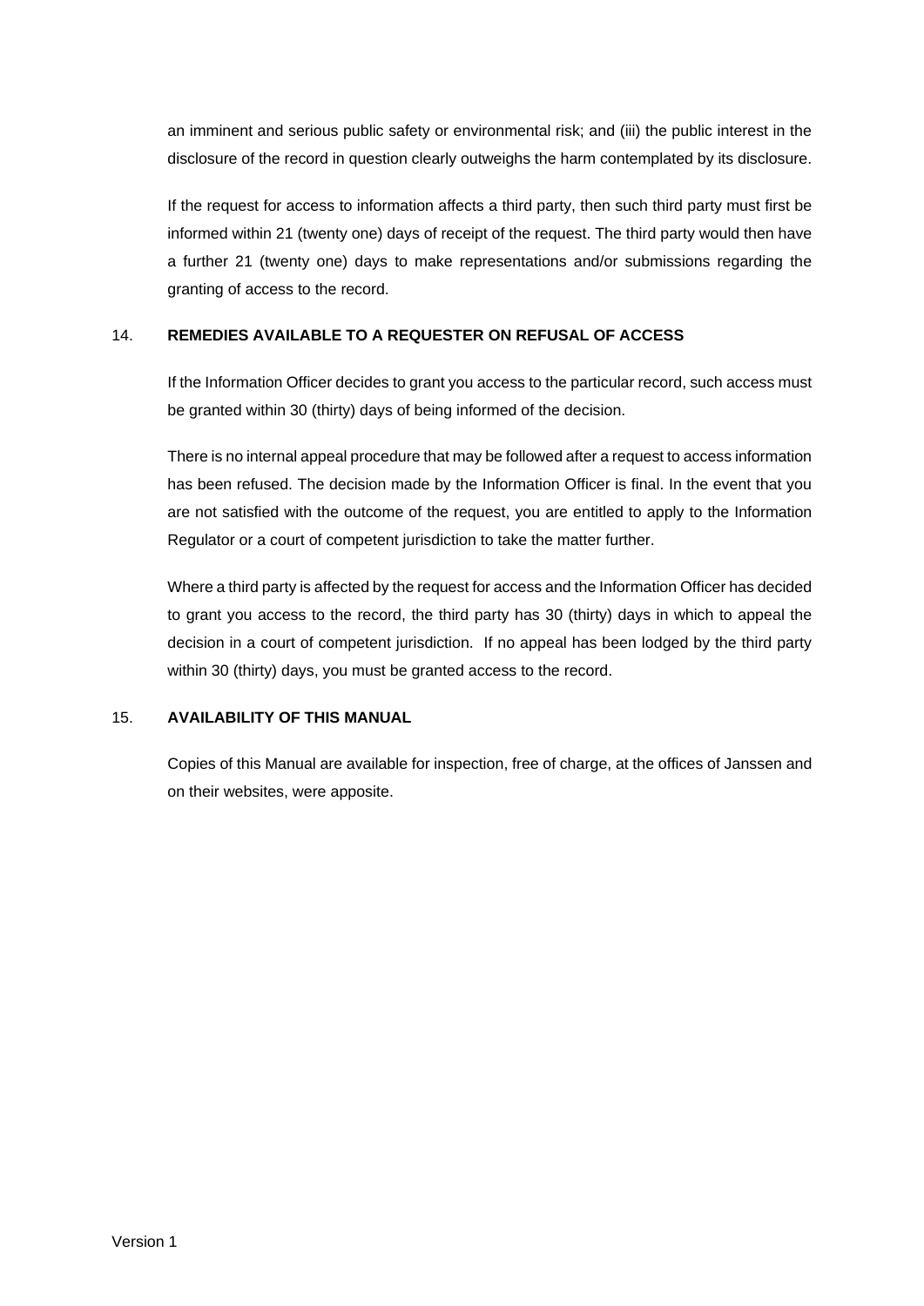an imminent and serious public safety or environmental risk; and (iii) the public interest in the disclosure of the record in question clearly outweighs the harm contemplated by its disclosure.

If the request for access to information affects a third party, then such third party must first be informed within 21 (twenty one) days of receipt of the request. The third party would then have a further 21 (twenty one) days to make representations and/or submissions regarding the granting of access to the record.

## 14. REMEDIES AVAILABLE TO A REQUESTER ON REFUSAL OF ACCESS

If the Information Officer decides to grant you access to the particular record, such access must be granted within 30 (thirty) days of being informed of the decision.

There is no internal appeal procedure that may be followed after a request to access information has been refused. The decision made by the Information Officer is final. In the event that you are not satisfied with the outcome of the request, you are entitled to apply to the Information Regulator or a court of competent jurisdiction to take the matter further.

Where a third party is affected by the request for access and the Information Officer has decided to grant you access to the record, the third party has 30 (thirty) days in which to appeal the decision in a court of competent jurisdiction. If no appeal has been lodged by the third party within 30 (thirty) days, you must be granted access to the record.

## 15. AVAILABILITY OF THIS MANUAL

Copies of this Manual are available for inspection, free of charge, at the offices of Janssen and on their websites, were apposite.

Version 1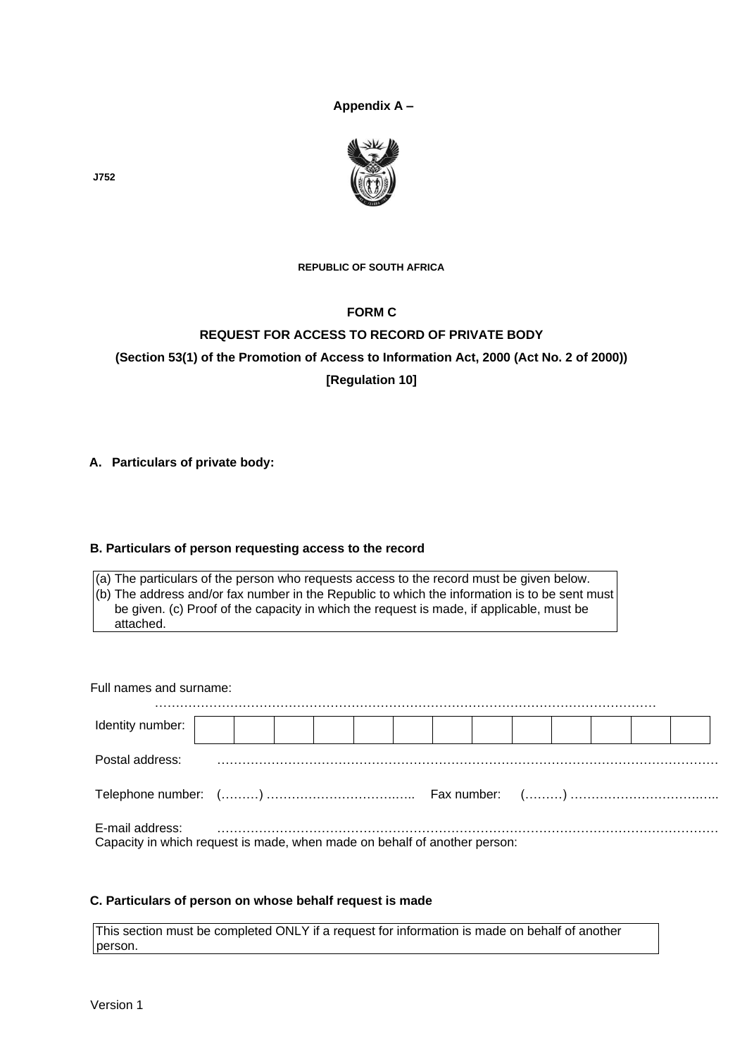**Appendix A –**

J752

REPUBLIC OF SOUTH AFRICA

**FORM C**

**REQUEST FOR ACCESS TO RECORD OF PRIVATE BODY**

**(Section 53(1) of the Promotion of Access to Information Act, 2000 (Act No. 2 of 2000))**

**[Regulation 10]**

**A. Particulars of private body:**

**B. Particulars of person requesting access to the record**

| (a) The particulars of the person who requests access to the record must be given below.<br>(b) The address and/or fax number in the Republic to which the information is to be sent must be given. (c) Proof of the capacity in which the request is made, if applicable, must be attached. |
|---|

Full names and surname: ……………………………………………………………………………………………………

| Identity number: | | | | | | | | | | | | | |
|---|---|---|---|---|---|---|---|---|---|---|---|---|---|

Postal address: …………………………………………………………………………………………………………

Telephone number: (………) ……………………………….….. Fax number: (………) ……………………………….…..

E-mail address: …………………………………………………………………………………………………………

Capacity in which request is made, when made on behalf of another person:

**C. Particulars of person on whose behalf request is made**

| This section must be completed ONLY if a request for information is made on behalf of another person. |
|---|

Version 1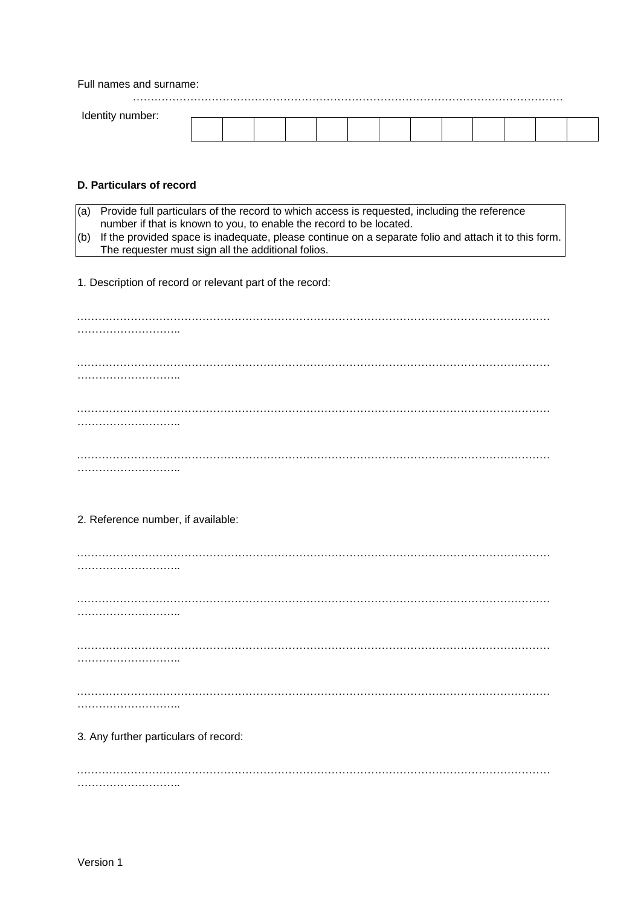Full names and surname:

…………………………………………………………………………………………………………

Identity number:

| | | | | | | | | | | | | |
|---|---|---|---|---|---|---|---|---|---|---|---|---|
| | | | | | | | | | | | | |

**D. Particulars of record**

| | |
|---|---|
| (a) | Provide full particulars of the record to which access is requested, including the reference number if that is known to you, to enable the record to be located. |
| (b) | If the provided space is inadequate, please continue on a separate folio and attach it to this form. The requester must sign all the additional folios. |

1. Description of record or relevant part of the record:

……………………………………………………………………………………………………………………………………..

……………………………………………………………………………………………………………………………………..

……………………………………………………………………………………………………………………………………..

……………………………………………………………………………………………………………………………………..

2. Reference number, if available:

……………………………………………………………………………………………………………………………………..

……………………………………………………………………………………………………………………………………..

……………………………………………………………………………………………………………………………………..

……………………………………………………………………………………………………………………………………..

3. Any further particulars of record:

……………………………………………………………………………………………………………………………………..

Version 1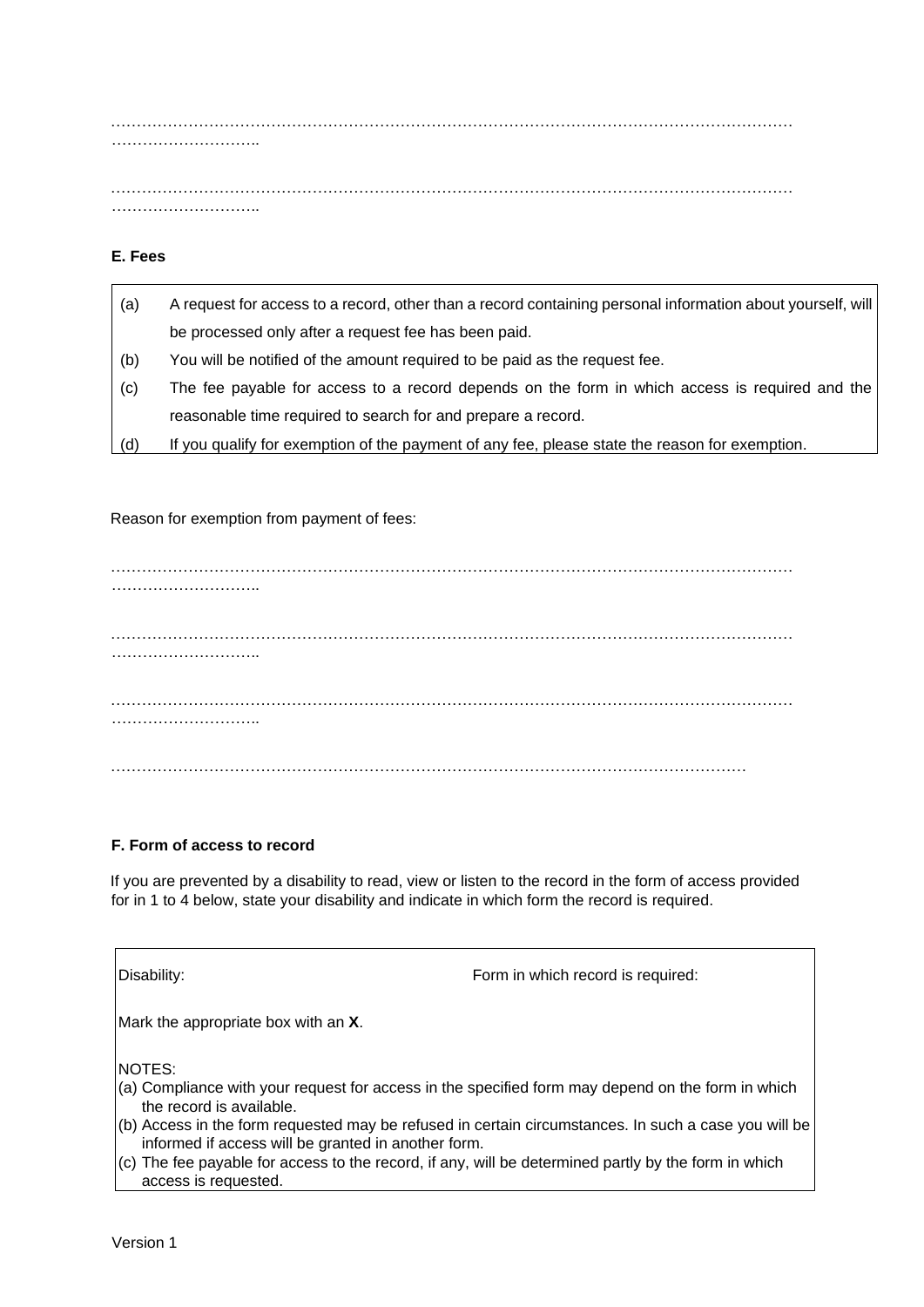……………………………………………………………………………………………………………………
………………………..

……………………………………………………………………………………………………………………
………………………..

**E. Fees**

| | |
|---|---|
| (a) | A request for access to a record, other than a record containing personal information about yourself, will be processed only after a request fee has been paid. |
| (b) | You will be notified of the amount required to be paid as the request fee. |
| (c) | The fee payable for access to a record depends on the form in which access is required and the reasonable time required to search for and prepare a record. |
| (d) | If you qualify for exemption of the payment of any fee, please state the reason for exemption. |

Reason for exemption from payment of fees:

……………………………………………………………………………………………………………………
………………………..

……………………………………………………………………………………………………………………
………………………..

……………………………………………………………………………………………………………………
………………………..

……………………………………………………………………………………………………………………

**F. Form of access to record**

If you are prevented by a disability to read, view or listen to the record in the form of access provided for in 1 to 4 below, state your disability and indicate in which form the record is required.

| Disability: | Form in which record is required: |
|---|---|

Mark the appropriate box with an **X**.

NOTES:

(a) Compliance with your request for access in the specified form may depend on the form in which the record is available.

(b) Access in the form requested may be refused in certain circumstances. In such a case you will be informed if access will be granted in another form.

(c) The fee payable for access to the record, if any, will be determined partly by the form in which access is requested.

Version 1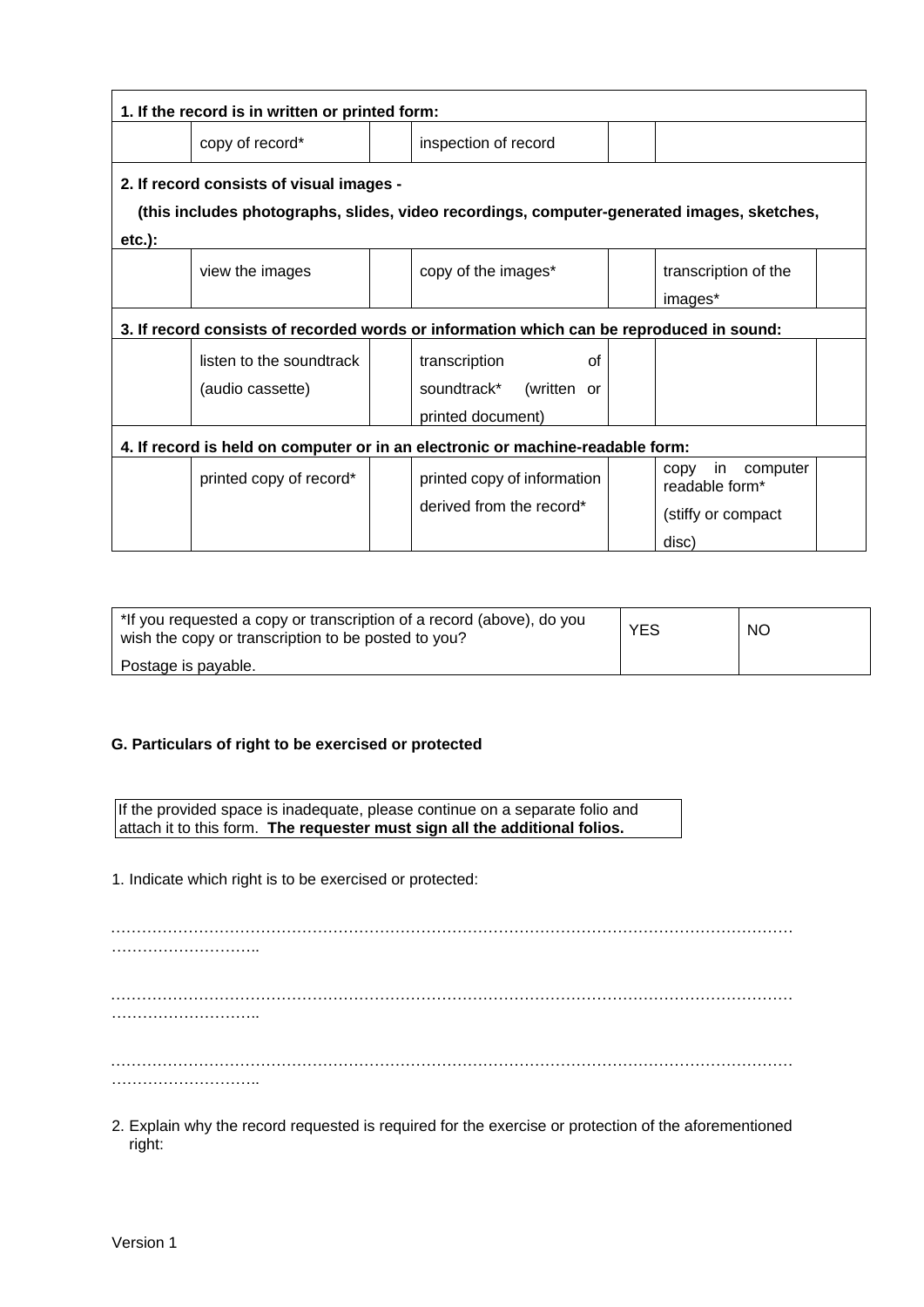| 1. If the record is in written or printed form: | | | | | | |
|---|---|---|---|---|---|---|
| | copy of record* | | inspection of record | | | |
| **2. If record consists of visual images - (this includes photographs, slides, video recordings, computer-generated images, sketches, etc.):** | | | | | | |
| | view the images | | copy of the images* | | transcription of the images* | |
| **3. If record consists of recorded words or information which can be reproduced in sound:** | | | | | | |
| | listen to the soundtrack (audio cassette) | | transcription of soundtrack* (written or printed document) | | | |
| **4. If record is held on computer or in an electronic or machine-readable form:** | | | | | | |
| | printed copy of record* | | printed copy of information derived from the record* | | copy in computer readable form* (stiffy or compact disc) | |

| *If you requested a copy or transcription of a record (above), do you wish the copy or transcription to be posted to you? Postage is payable. | YES | NO |
|---|---|---|

**G. Particulars of right to be exercised or protected**

If the provided space is inadequate, please continue on a separate folio and attach it to this form. **The requester must sign all the additional folios.**

1. Indicate which right is to be exercised or protected:

……………………………………………………………………………………………………………………………………………..

……………………………………………………………………………………………………………………………………………..

……………………………………………………………………………………………………………………………………………..

2. Explain why the record requested is required for the exercise or protection of the aforementioned right:

Version 1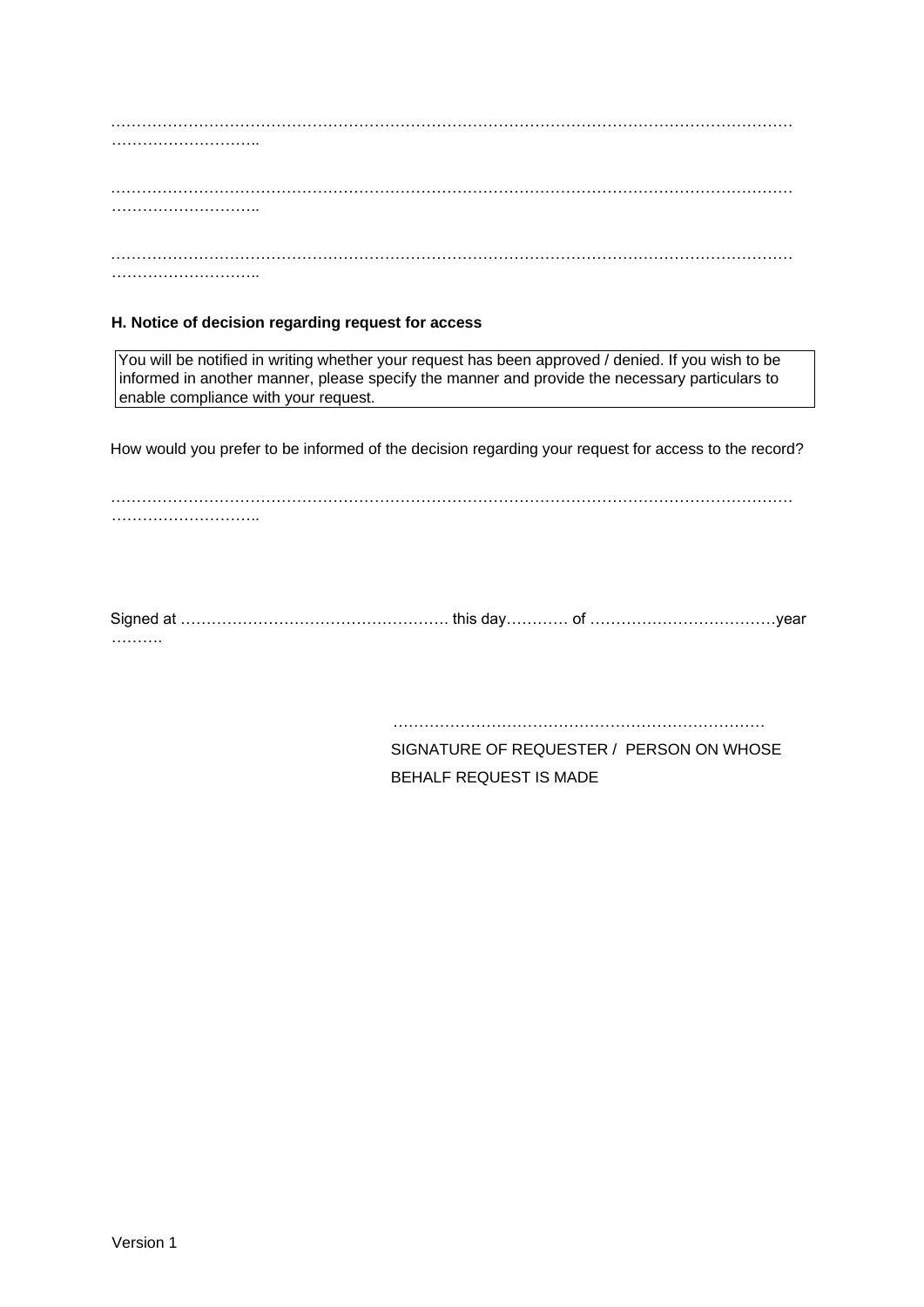……………………………………………………………………………………………………………………
………………………..

……………………………………………………………………………………………………………………
………………………..

……………………………………………………………………………………………………………………
………………………..

**H. Notice of decision regarding request for access**

| You will be notified in writing whether your request has been approved / denied. If you wish to be informed in another manner, please specify the manner and provide the necessary particulars to enable compliance with your request. |
|---|

How would you prefer to be informed of the decision regarding your request for access to the record?

……………………………………………………………………………………………………………………
………………………..

Signed at ……………………………………………… this day………… of ………………………………year ……….

…………………………………………………………………

SIGNATURE OF REQUESTER / PERSON ON WHOSE BEHALF REQUEST IS MADE

Version 1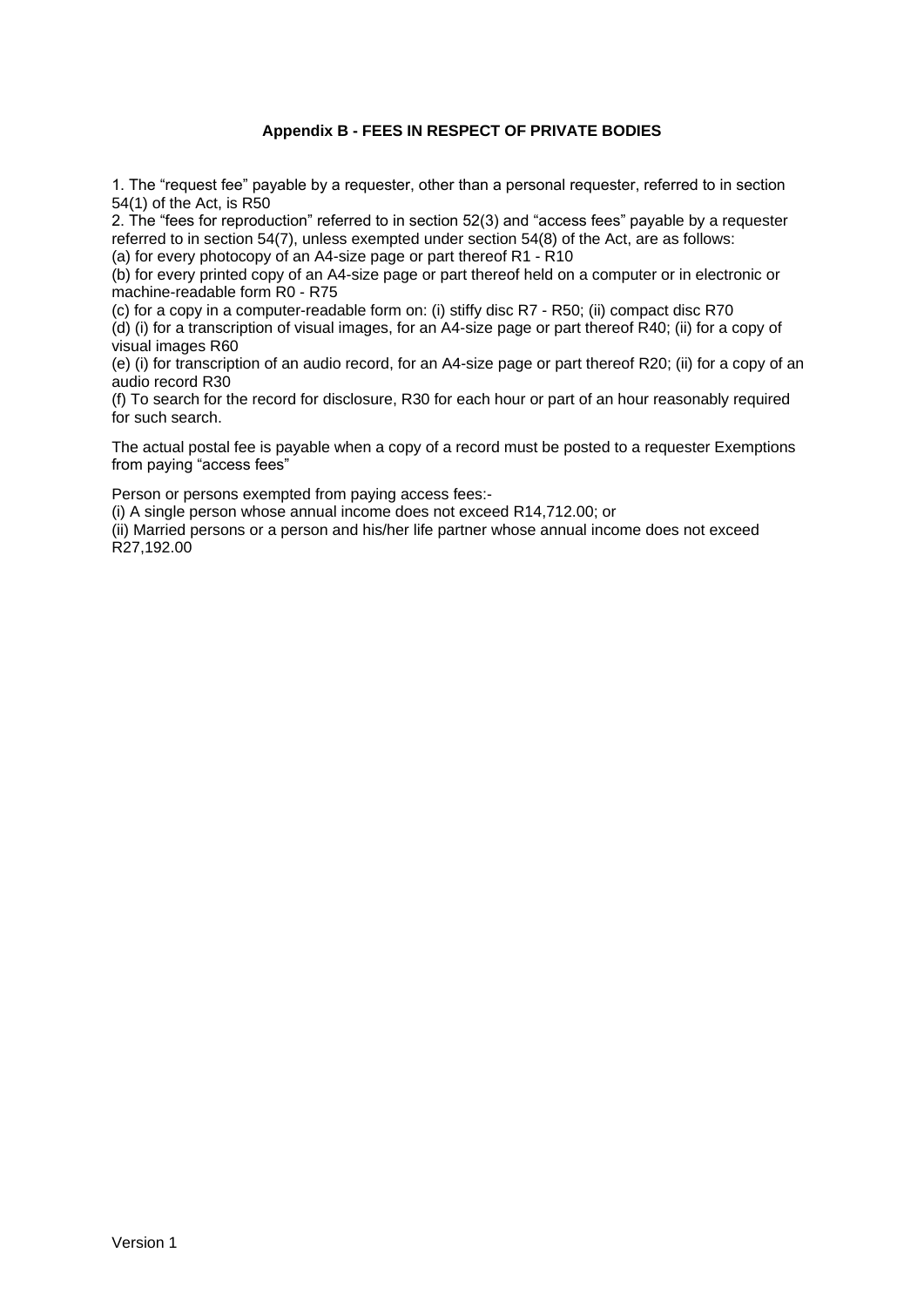**Appendix B - FEES IN RESPECT OF PRIVATE BODIES**

1. The "request fee" payable by a requester, other than a personal requester, referred to in section 54(1) of the Act, is R50
2. The "fees for reproduction" referred to in section 52(3) and "access fees" payable by a requester referred to in section 54(7), unless exempted under section 54(8) of the Act, are as follows:
(a) for every photocopy of an A4-size page or part thereof R1 - R10
(b) for every printed copy of an A4-size page or part thereof held on a computer or in electronic or machine-readable form R0 - R75
(c) for a copy in a computer-readable form on: (i) stiffy disc R7 - R50; (ii) compact disc R70
(d) (i) for a transcription of visual images, for an A4-size page or part thereof R40; (ii) for a copy of visual images R60
(e) (i) for transcription of an audio record, for an A4-size page or part thereof R20; (ii) for a copy of an audio record R30
(f) To search for the record for disclosure, R30 for each hour or part of an hour reasonably required for such search.

The actual postal fee is payable when a copy of a record must be posted to a requester Exemptions from paying "access fees"

Person or persons exempted from paying access fees:-
(i) A single person whose annual income does not exceed R14,712.00; or
(ii) Married persons or a person and his/her life partner whose annual income does not exceed R27,192.00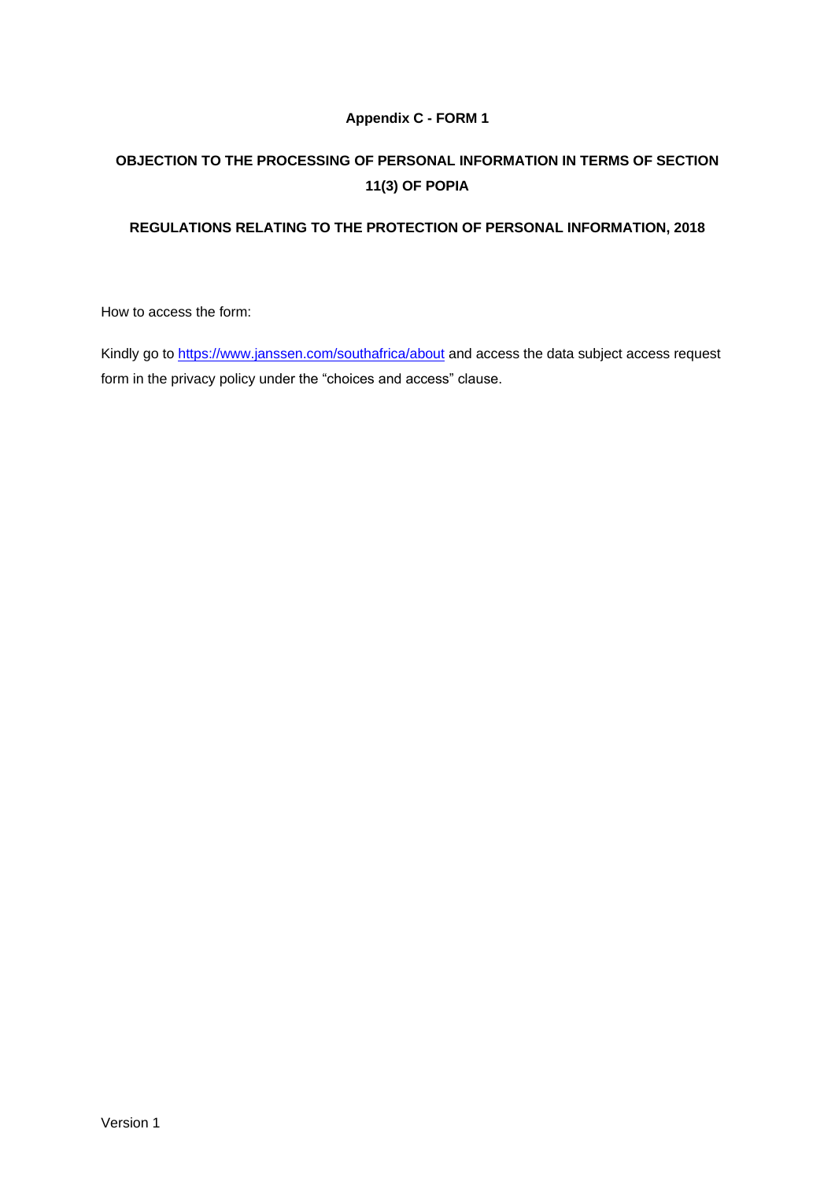**Appendix C - FORM 1**

**OBJECTION TO THE PROCESSING OF PERSONAL INFORMATION IN TERMS OF SECTION 11(3) OF POPIA**

**REGULATIONS RELATING TO THE PROTECTION OF PERSONAL INFORMATION, 2018**

How to access the form:

Kindly go to [https://www.janssen.com/southafrica/about](https://www.janssen.com/southafrica/about) and access the data subject access request form in the privacy policy under the "choices and access" clause.

Version 1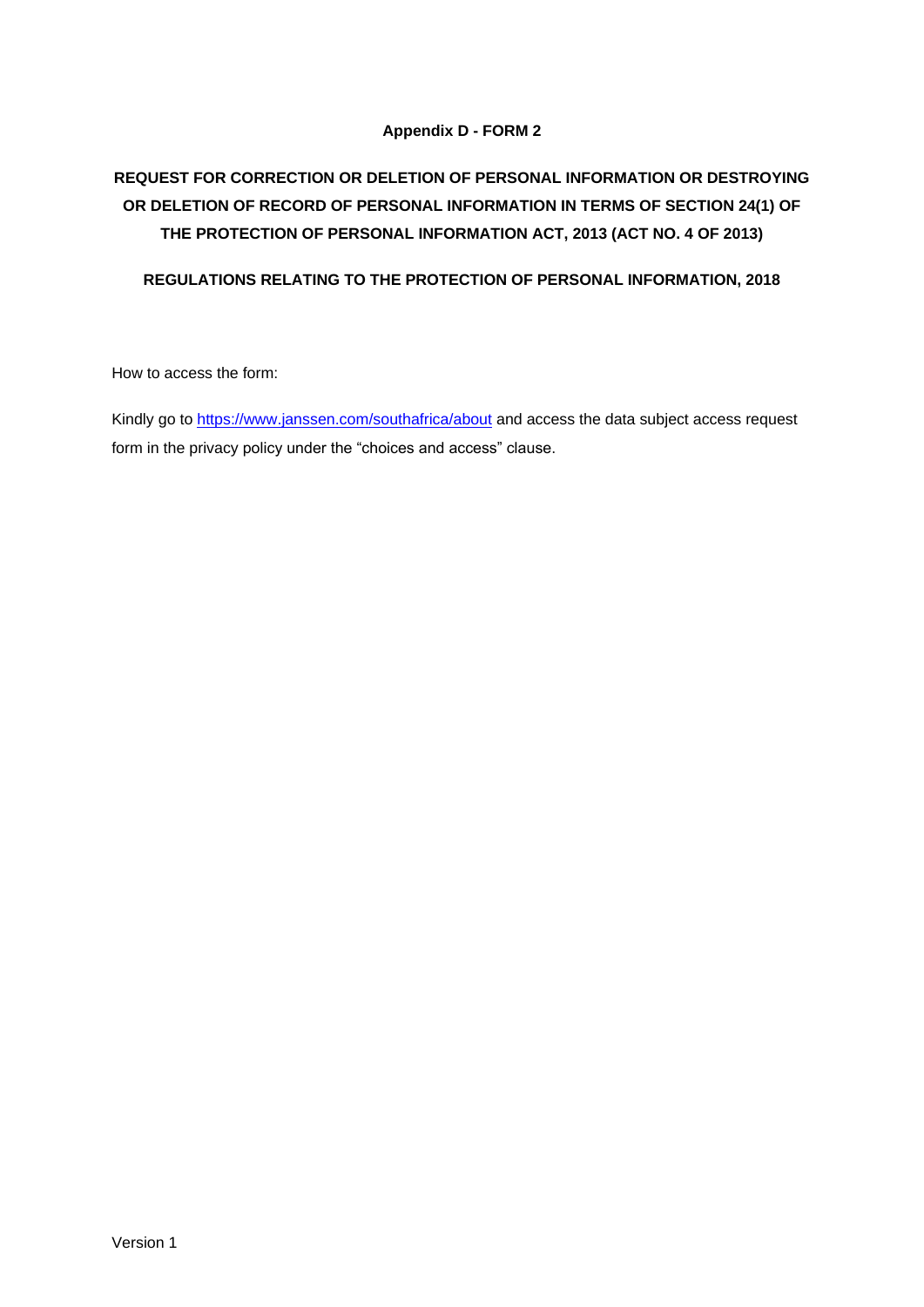**Appendix D - FORM 2**

**REQUEST FOR CORRECTION OR DELETION OF PERSONAL INFORMATION OR DESTROYING OR DELETION OF RECORD OF PERSONAL INFORMATION IN TERMS OF SECTION 24(1) OF THE PROTECTION OF PERSONAL INFORMATION ACT, 2013 (ACT NO. 4 OF 2013)**

**REGULATIONS RELATING TO THE PROTECTION OF PERSONAL INFORMATION, 2018**

How to access the form:

Kindly go to [https://www.janssen.com/southafrica/about](https://www.janssen.com/southafrica/about) and access the data subject access request form in the privacy policy under the "choices and access" clause.

Version 1